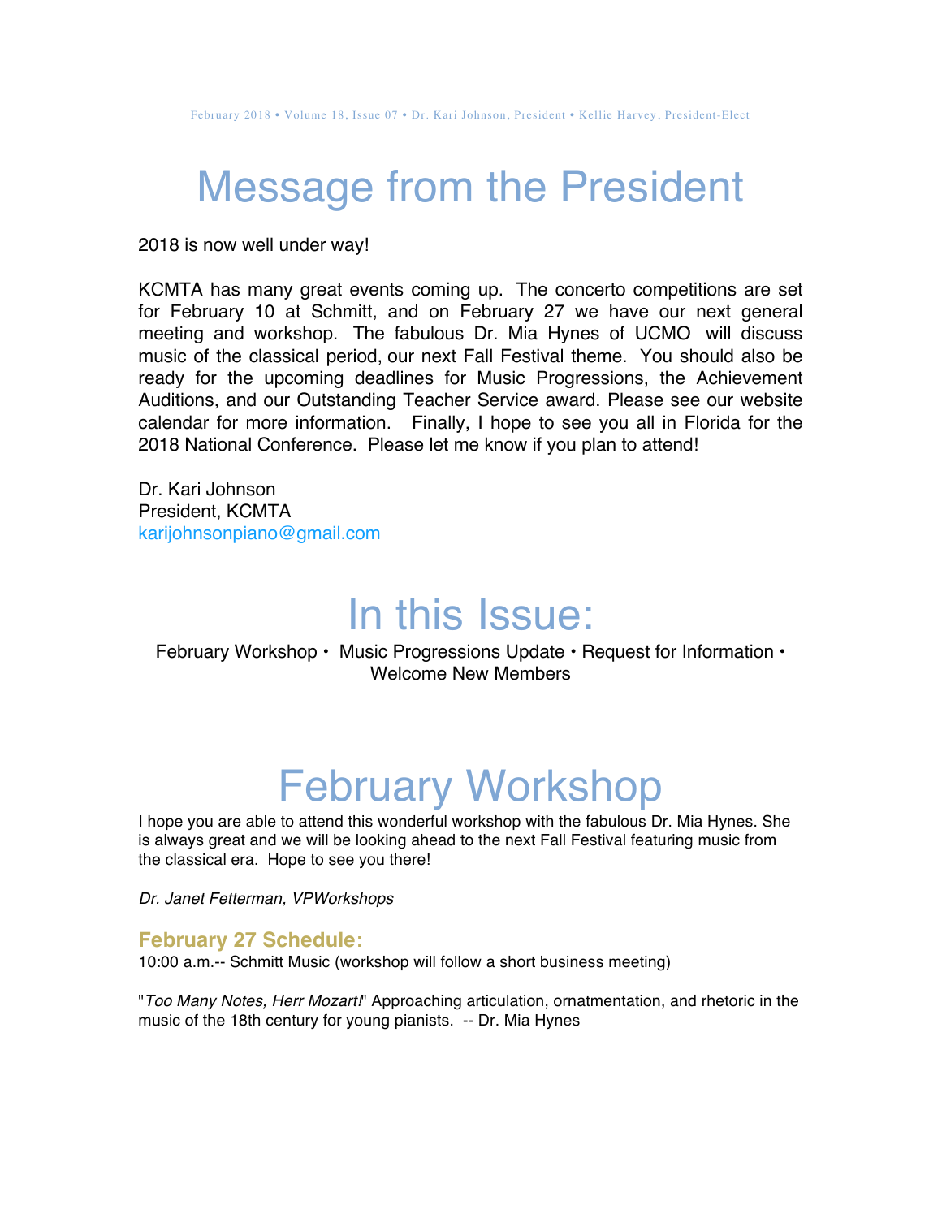# Message from the President

2018 is now well under way!

KCMTA has many great events coming up. The concerto competitions are set for February 10 at Schmitt, and on February 27 we have our next general meeting and workshop. The fabulous Dr. Mia Hynes of UCMO will discuss music of the classical period, our next Fall Festival theme. You should also be ready for the upcoming deadlines for Music Progressions, the Achievement Auditions, and our Outstanding Teacher Service award. Please see our website calendar for more information. Finally, I hope to see you all in Florida for the 2018 National Conference. Please let me know if you plan to attend!

Dr. Kari Johnson
President, KCMTA
karijohnsonpiano@gmail.com

# In this Issue:

February Workshop • Music Progressions Update • Request for Information • Welcome New Members

# February Workshop

I hope you are able to attend this wonderful workshop with the fabulous Dr. Mia Hynes. She is always great and we will be looking ahead to the next Fall Festival featuring music from the classical era. Hope to see you there!

*Dr. Janet Fetterman, VPWorkshops*

### February 27 Schedule:

10:00 a.m.-- Schmitt Music (workshop will follow a short business meeting)

"*Too Many Notes, Herr Mozart!*" Approaching articulation, ornatmentation, and rhetoric in the music of the 18th century for young pianists. -- Dr. Mia Hynes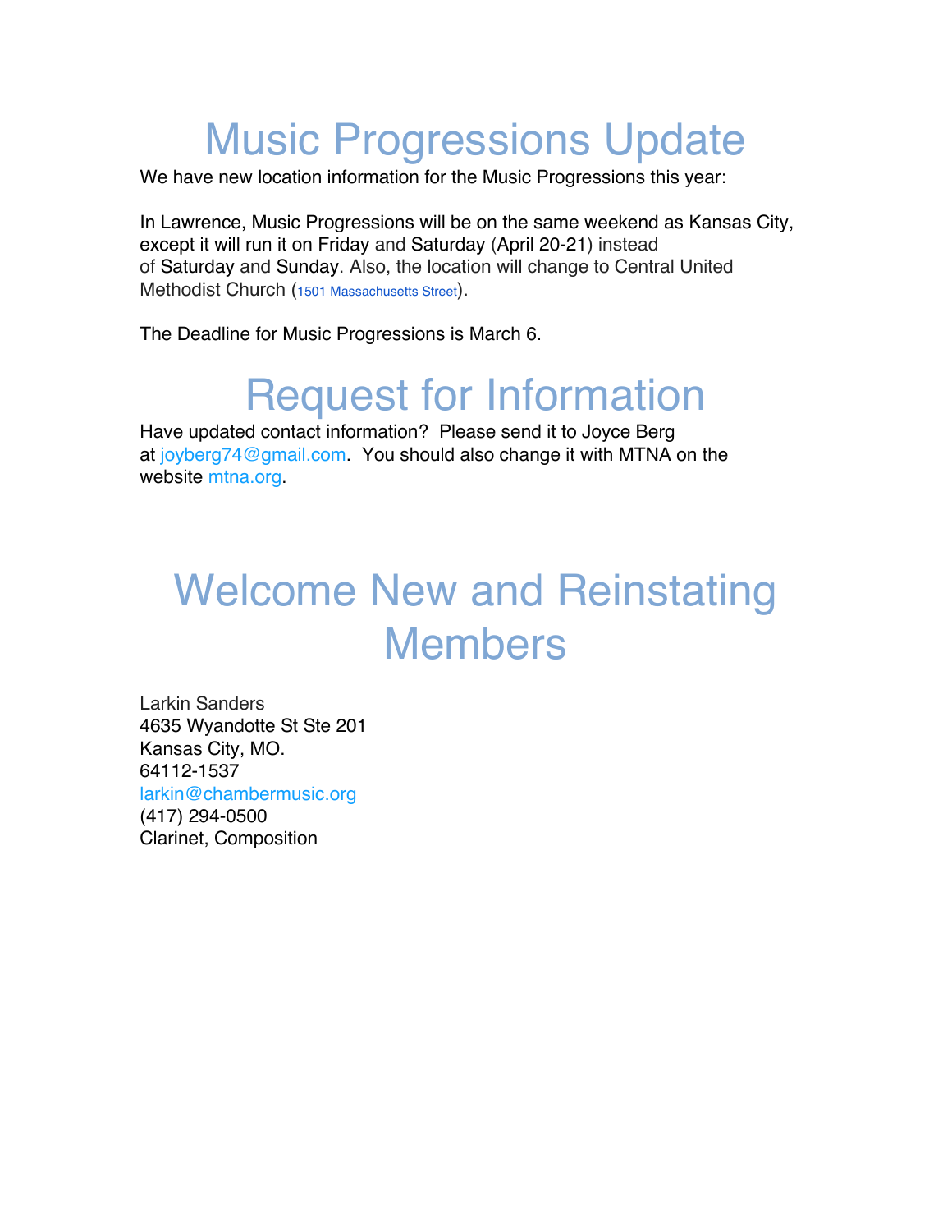# Music Progressions Update

We have new location information for the Music Progressions this year:

In Lawrence, Music Progressions will be on the same weekend as Kansas City, except it will run it on Friday and Saturday (April 20-21) instead of Saturday and Sunday. Also, the location will change to Central United Methodist Church (1501 Massachusetts Street).

The Deadline for Music Progressions is March 6.

# Request for Information

Have updated contact information? Please send it to Joyce Berg at joyberg74@gmail.com. You should also change it with MTNA on the website mtna.org.

# Welcome New and Reinstating Members

Larkin Sanders
4635 Wyandotte St Ste 201
Kansas City, MO.
64112-1537
larkin@chambermusic.org
(417) 294-0500
Clarinet, Composition